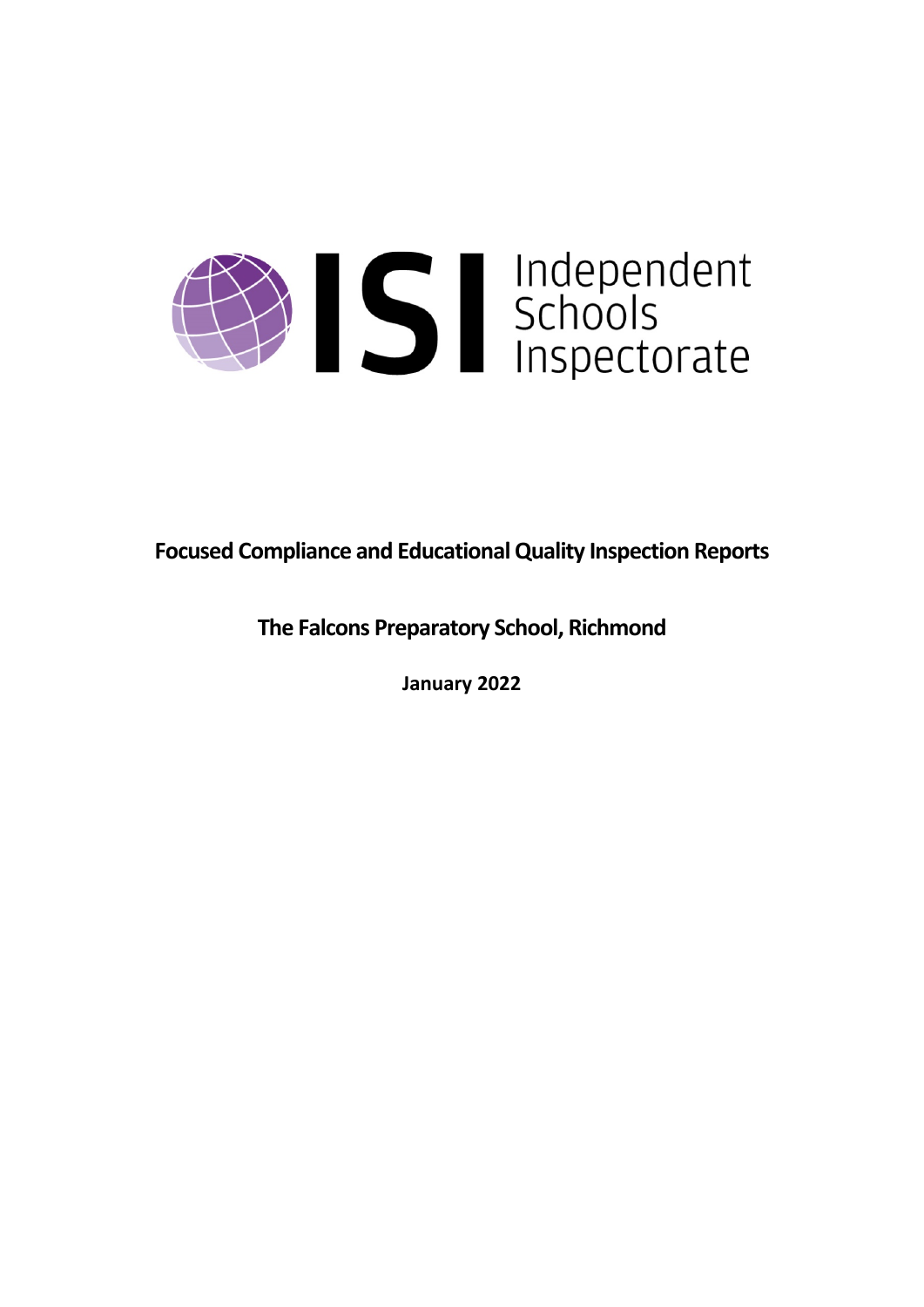ISI Independent Schools Inspectorate

# Focused Compliance and Educational Quality Inspection Reports

## The Falcons Preparatory School, Richmond

**January 2022**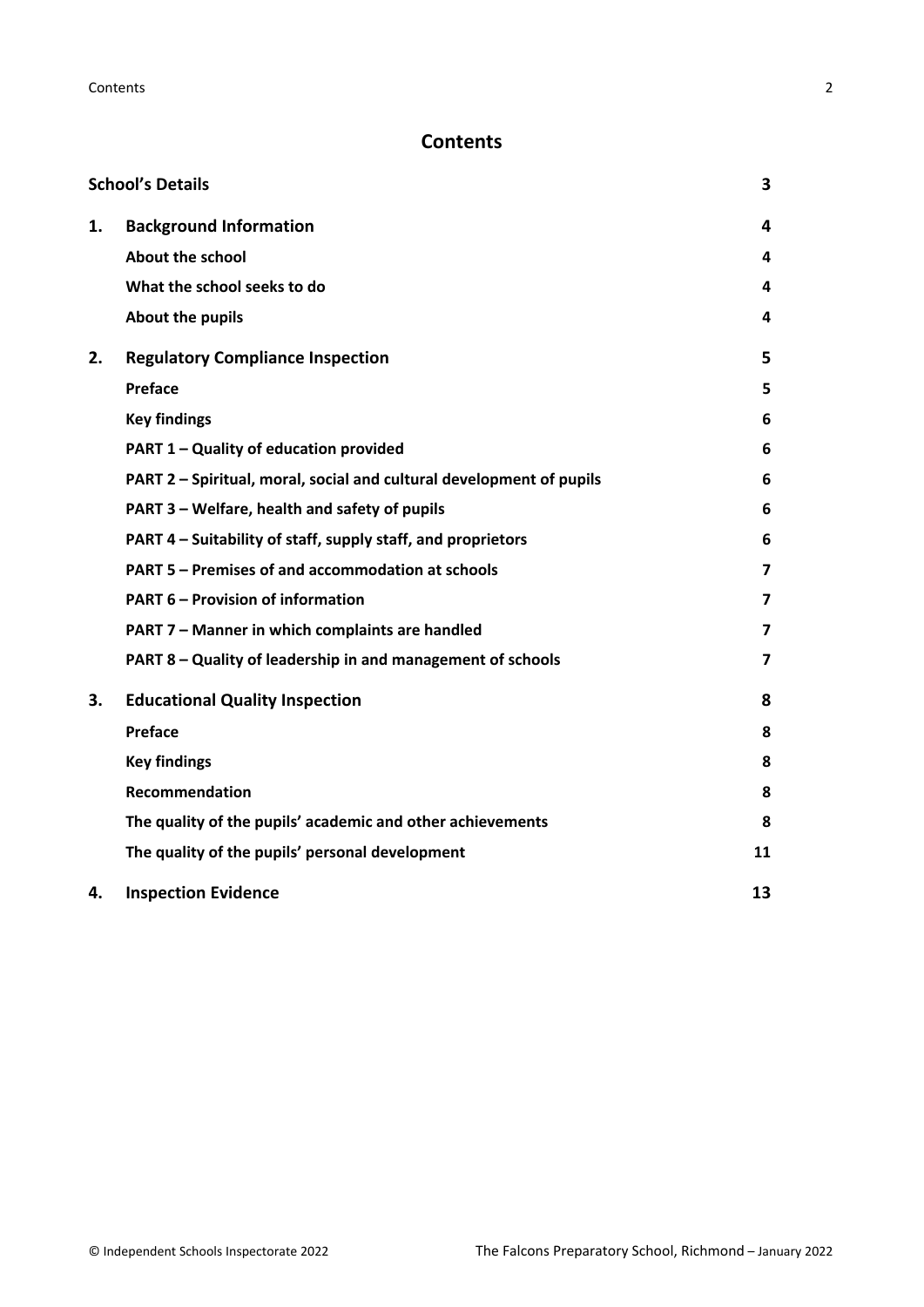# Contents

| | | |
|---|---|---|
| **School's Details** | | **3** |
| **1.** | **Background Information** | **4** |
| | **About the school** | **4** |
| | **What the school seeks to do** | **4** |
| | **About the pupils** | **4** |
| **2.** | **Regulatory Compliance Inspection** | **5** |
| | **Preface** | **5** |
| | **Key findings** | **6** |
| | **PART 1 – Quality of education provided** | **6** |
| | **PART 2 – Spiritual, moral, social and cultural development of pupils** | **6** |
| | **PART 3 – Welfare, health and safety of pupils** | **6** |
| | **PART 4 – Suitability of staff, supply staff, and proprietors** | **6** |
| | **PART 5 – Premises of and accommodation at schools** | **7** |
| | **PART 6 – Provision of information** | **7** |
| | **PART 7 – Manner in which complaints are handled** | **7** |
| | **PART 8 – Quality of leadership in and management of schools** | **7** |
| **3.** | **Educational Quality Inspection** | **8** |
| | **Preface** | **8** |
| | **Key findings** | **8** |
| | **Recommendation** | **8** |
| | **The quality of the pupils' academic and other achievements** | **8** |
| | **The quality of the pupils' personal development** | **11** |
| **4.** | **Inspection Evidence** | **13** |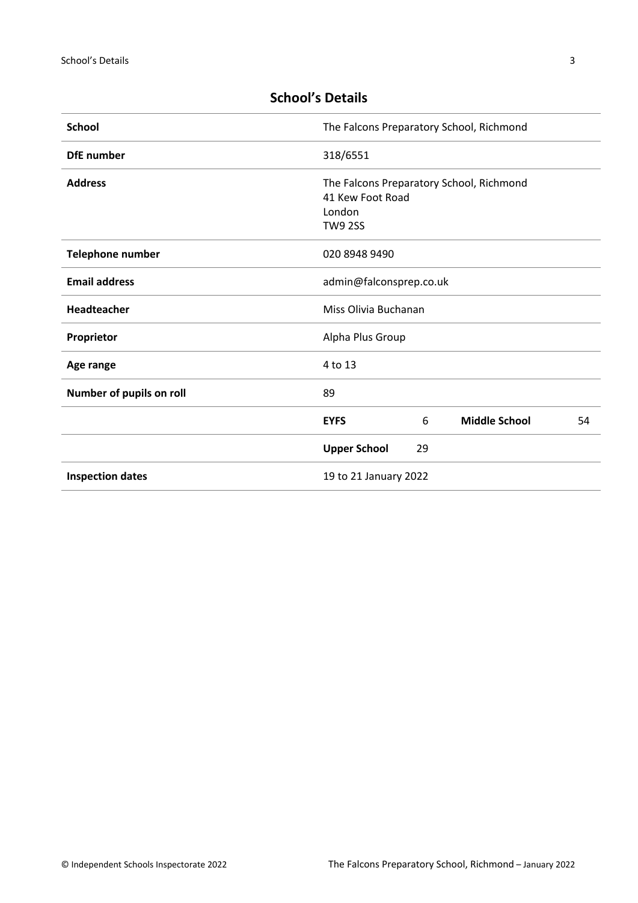## School's Details

| | | | | |
|---|---|---|---|---|
| **School** | The Falcons Preparatory School, Richmond | | | |
| **DfE number** | 318/6551 | | | |
| **Address** | The Falcons Preparatory School, Richmond<br>41 Kew Foot Road<br>London<br>TW9 2SS | | | |
| **Telephone number** | 020 8948 9490 | | | |
| **Email address** | admin@falconsprep.co.uk | | | |
| **Headteacher** | Miss Olivia Buchanan | | | |
| **Proprietor** | Alpha Plus Group | | | |
| **Age range** | 4 to 13 | | | |
| **Number of pupils on roll** | 89 | | | |
| | **EYFS** | 6 | **Middle School** | 54 |
| | **Upper School** | 29 | | |
| **Inspection dates** | 19 to 21 January 2022 | | | |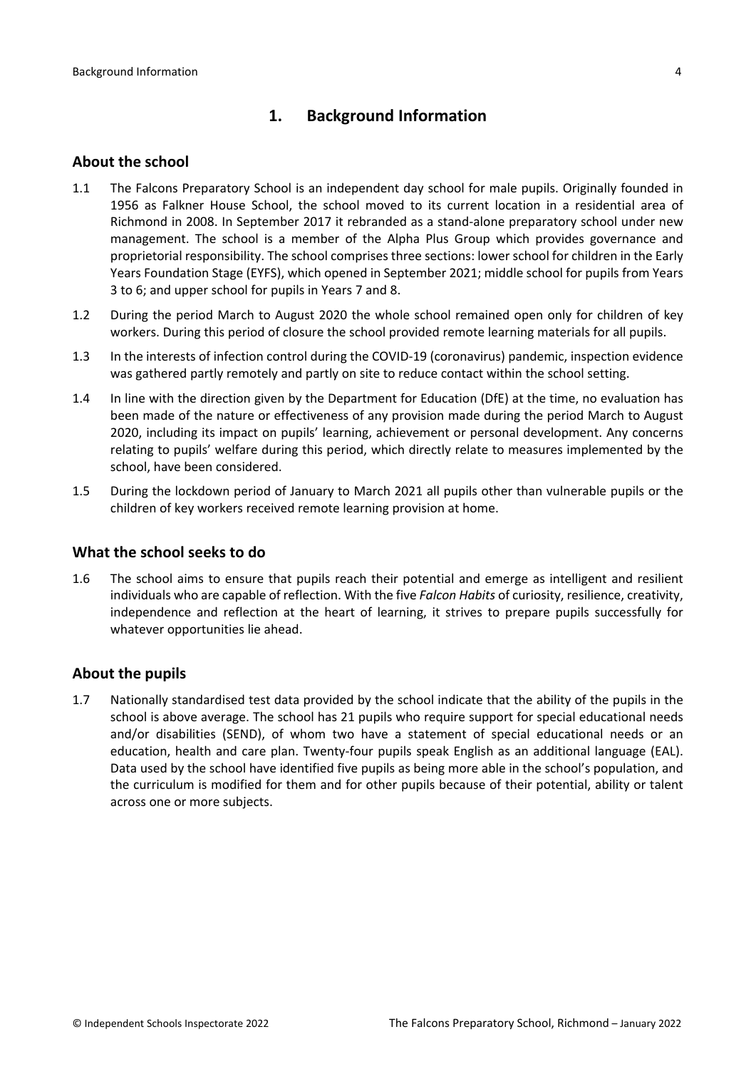# 1. Background Information

## About the school

1.1 The Falcons Preparatory School is an independent day school for male pupils. Originally founded in 1956 as Falkner House School, the school moved to its current location in a residential area of Richmond in 2008. In September 2017 it rebranded as a stand-alone preparatory school under new management. The school is a member of the Alpha Plus Group which provides governance and proprietorial responsibility. The school comprises three sections: lower school for children in the Early Years Foundation Stage (EYFS), which opened in September 2021; middle school for pupils from Years 3 to 6; and upper school for pupils in Years 7 and 8.

1.2 During the period March to August 2020 the whole school remained open only for children of key workers. During this period of closure the school provided remote learning materials for all pupils.

1.3 In the interests of infection control during the COVID-19 (coronavirus) pandemic, inspection evidence was gathered partly remotely and partly on site to reduce contact within the school setting.

1.4 In line with the direction given by the Department for Education (DfE) at the time, no evaluation has been made of the nature or effectiveness of any provision made during the period March to August 2020, including its impact on pupils' learning, achievement or personal development. Any concerns relating to pupils' welfare during this period, which directly relate to measures implemented by the school, have been considered.

1.5 During the lockdown period of January to March 2021 all pupils other than vulnerable pupils or the children of key workers received remote learning provision at home.

## What the school seeks to do

1.6 The school aims to ensure that pupils reach their potential and emerge as intelligent and resilient individuals who are capable of reflection. With the five *Falcon Habits* of curiosity, resilience, creativity, independence and reflection at the heart of learning, it strives to prepare pupils successfully for whatever opportunities lie ahead.

## About the pupils

1.7 Nationally standardised test data provided by the school indicate that the ability of the pupils in the school is above average. The school has 21 pupils who require support for special educational needs and/or disabilities (SEND), of whom two have a statement of special educational needs or an education, health and care plan. Twenty-four pupils speak English as an additional language (EAL). Data used by the school have identified five pupils as being more able in the school's population, and the curriculum is modified for them and for other pupils because of their potential, ability or talent across one or more subjects.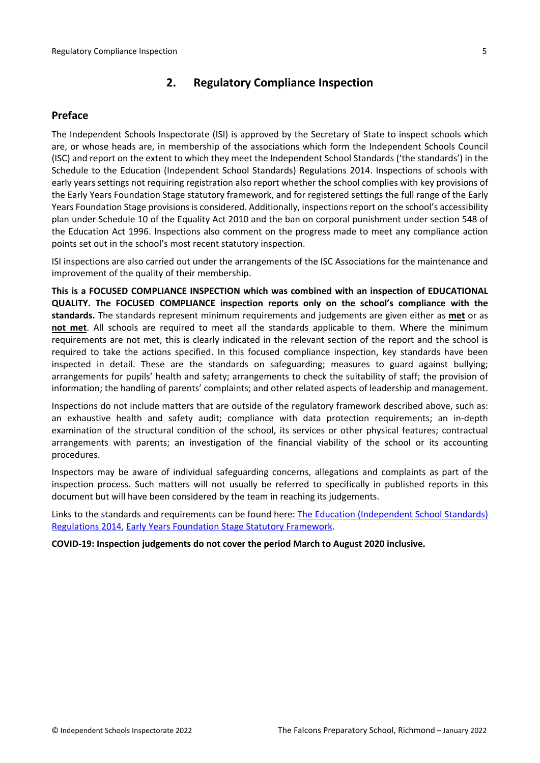## 2. Regulatory Compliance Inspection

### Preface

The Independent Schools Inspectorate (ISI) is approved by the Secretary of State to inspect schools which are, or whose heads are, in membership of the associations which form the Independent Schools Council (ISC) and report on the extent to which they meet the Independent School Standards ('the standards') in the Schedule to the Education (Independent School Standards) Regulations 2014. Inspections of schools with early years settings not requiring registration also report whether the school complies with key provisions of the Early Years Foundation Stage statutory framework, and for registered settings the full range of the Early Years Foundation Stage provisions is considered. Additionally, inspections report on the school's accessibility plan under Schedule 10 of the Equality Act 2010 and the ban on corporal punishment under section 548 of the Education Act 1996. Inspections also comment on the progress made to meet any compliance action points set out in the school's most recent statutory inspection.

ISI inspections are also carried out under the arrangements of the ISC Associations for the maintenance and improvement of the quality of their membership.

**This is a FOCUSED COMPLIANCE INSPECTION which was combined with an inspection of EDUCATIONAL QUALITY. The FOCUSED COMPLIANCE inspection reports only on the school's compliance with the standards.** The standards represent minimum requirements and judgements are given either as **met** or as **not met**. All schools are required to meet all the standards applicable to them. Where the minimum requirements are not met, this is clearly indicated in the relevant section of the report and the school is required to take the actions specified. In this focused compliance inspection, key standards have been inspected in detail. These are the standards on safeguarding; measures to guard against bullying; arrangements for pupils' health and safety; arrangements to check the suitability of staff; the provision of information; the handling of parents' complaints; and other related aspects of leadership and management.

Inspections do not include matters that are outside of the regulatory framework described above, such as: an exhaustive health and safety audit; compliance with data protection requirements; an in-depth examination of the structural condition of the school, its services or other physical features; contractual arrangements with parents; an investigation of the financial viability of the school or its accounting procedures.

Inspectors may be aware of individual safeguarding concerns, allegations and complaints as part of the inspection process. Such matters will not usually be referred to specifically in published reports in this document but will have been considered by the team in reaching its judgements.

Links to the standards and requirements can be found here: The Education (Independent School Standards) Regulations 2014, Early Years Foundation Stage Statutory Framework.

**COVID-19: Inspection judgements do not cover the period March to August 2020 inclusive.**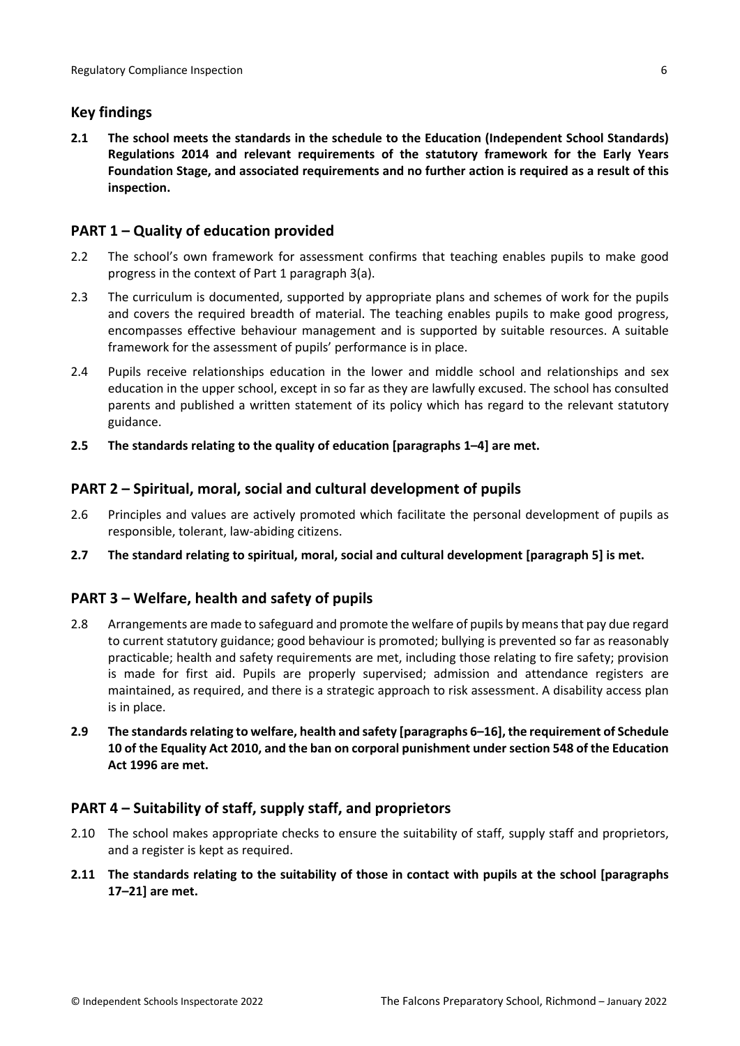## Key findings

**2.1 The school meets the standards in the schedule to the Education (Independent School Standards) Regulations 2014 and relevant requirements of the statutory framework for the Early Years Foundation Stage, and associated requirements and no further action is required as a result of this inspection.**

## PART 1 – Quality of education provided

2.2 The school's own framework for assessment confirms that teaching enables pupils to make good progress in the context of Part 1 paragraph 3(a).

2.3 The curriculum is documented, supported by appropriate plans and schemes of work for the pupils and covers the required breadth of material. The teaching enables pupils to make good progress, encompasses effective behaviour management and is supported by suitable resources. A suitable framework for the assessment of pupils' performance is in place.

2.4 Pupils receive relationships education in the lower and middle school and relationships and sex education in the upper school, except in so far as they are lawfully excused. The school has consulted parents and published a written statement of its policy which has regard to the relevant statutory guidance.

**2.5 The standards relating to the quality of education [paragraphs 1–4] are met.**

## PART 2 – Spiritual, moral, social and cultural development of pupils

2.6 Principles and values are actively promoted which facilitate the personal development of pupils as responsible, tolerant, law-abiding citizens.

**2.7 The standard relating to spiritual, moral, social and cultural development [paragraph 5] is met.**

## PART 3 – Welfare, health and safety of pupils

2.8 Arrangements are made to safeguard and promote the welfare of pupils by means that pay due regard to current statutory guidance; good behaviour is promoted; bullying is prevented so far as reasonably practicable; health and safety requirements are met, including those relating to fire safety; provision is made for first aid. Pupils are properly supervised; admission and attendance registers are maintained, as required, and there is a strategic approach to risk assessment. A disability access plan is in place.

**2.9 The standards relating to welfare, health and safety [paragraphs 6–16], the requirement of Schedule 10 of the Equality Act 2010, and the ban on corporal punishment under section 548 of the Education Act 1996 are met.**

## PART 4 – Suitability of staff, supply staff, and proprietors

2.10 The school makes appropriate checks to ensure the suitability of staff, supply staff and proprietors, and a register is kept as required.

**2.11 The standards relating to the suitability of those in contact with pupils at the school [paragraphs 17–21] are met.**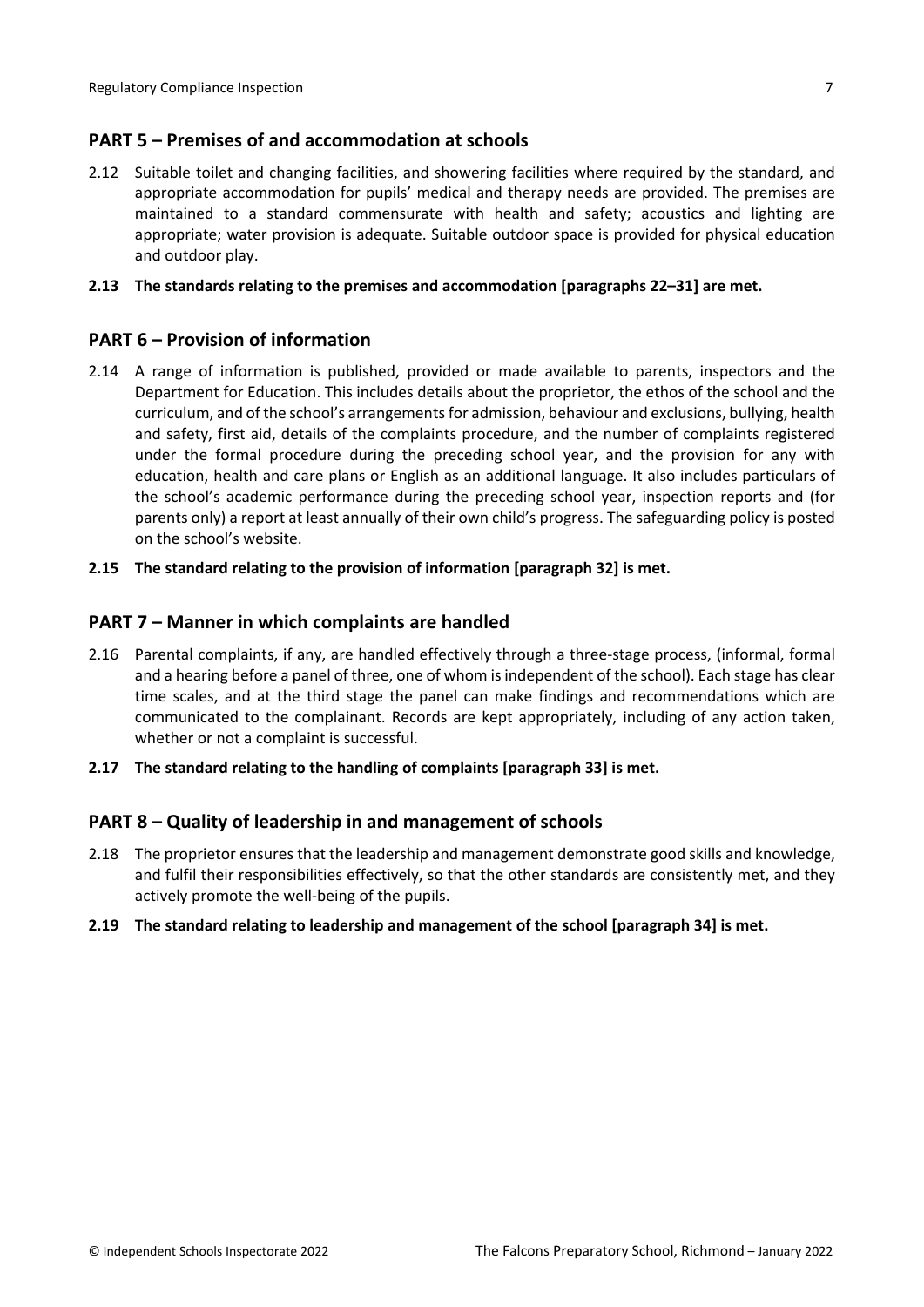## PART 5 – Premises of and accommodation at schools

2.12 Suitable toilet and changing facilities, and showering facilities where required by the standard, and appropriate accommodation for pupils' medical and therapy needs are provided. The premises are maintained to a standard commensurate with health and safety; acoustics and lighting are appropriate; water provision is adequate. Suitable outdoor space is provided for physical education and outdoor play.

**2.13 The standards relating to the premises and accommodation [paragraphs 22–31] are met.**

## PART 6 – Provision of information

2.14 A range of information is published, provided or made available to parents, inspectors and the Department for Education. This includes details about the proprietor, the ethos of the school and the curriculum, and of the school's arrangements for admission, behaviour and exclusions, bullying, health and safety, first aid, details of the complaints procedure, and the number of complaints registered under the formal procedure during the preceding school year, and the provision for any with education, health and care plans or English as an additional language. It also includes particulars of the school's academic performance during the preceding school year, inspection reports and (for parents only) a report at least annually of their own child's progress. The safeguarding policy is posted on the school's website.

**2.15 The standard relating to the provision of information [paragraph 32] is met.**

## PART 7 – Manner in which complaints are handled

2.16 Parental complaints, if any, are handled effectively through a three-stage process, (informal, formal and a hearing before a panel of three, one of whom is independent of the school). Each stage has clear time scales, and at the third stage the panel can make findings and recommendations which are communicated to the complainant. Records are kept appropriately, including of any action taken, whether or not a complaint is successful.

**2.17 The standard relating to the handling of complaints [paragraph 33] is met.**

## PART 8 – Quality of leadership in and management of schools

2.18 The proprietor ensures that the leadership and management demonstrate good skills and knowledge, and fulfil their responsibilities effectively, so that the other standards are consistently met, and they actively promote the well-being of the pupils.

**2.19 The standard relating to leadership and management of the school [paragraph 34] is met.**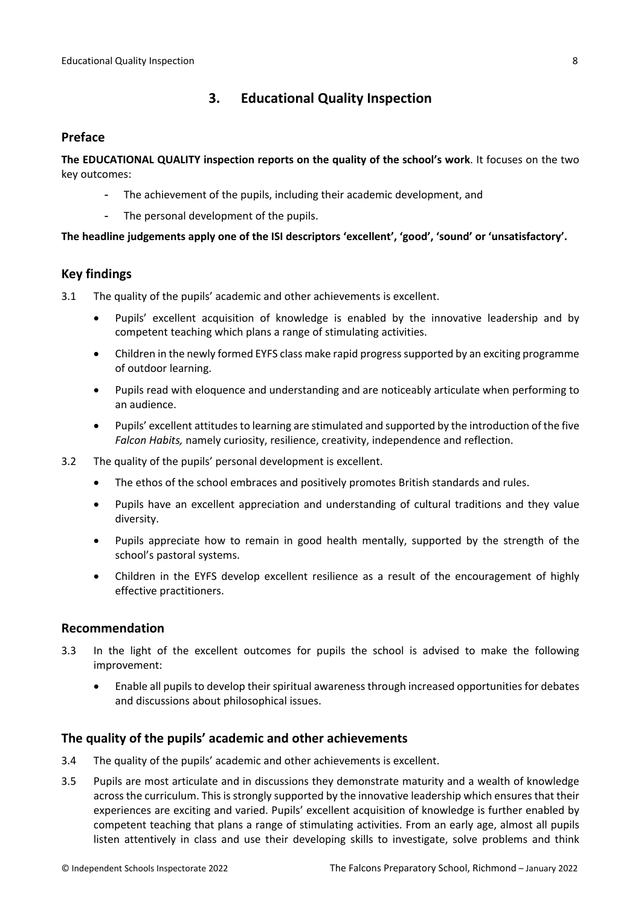## 3. Educational Quality Inspection

### Preface

**The EDUCATIONAL QUALITY inspection reports on the quality of the school's work**. It focuses on the two key outcomes:

- The achievement of the pupils, including their academic development, and
- The personal development of the pupils.

**The headline judgements apply one of the ISI descriptors 'excellent', 'good', 'sound' or 'unsatisfactory'.**

### Key findings

3.1 The quality of the pupils' academic and other achievements is excellent.

- Pupils' excellent acquisition of knowledge is enabled by the innovative leadership and by competent teaching which plans a range of stimulating activities.
- Children in the newly formed EYFS class make rapid progress supported by an exciting programme of outdoor learning.
- Pupils read with eloquence and understanding and are noticeably articulate when performing to an audience.
- Pupils' excellent attitudes to learning are stimulated and supported by the introduction of the five *Falcon Habits,* namely curiosity, resilience, creativity, independence and reflection.

3.2 The quality of the pupils' personal development is excellent.

- The ethos of the school embraces and positively promotes British standards and rules.
- Pupils have an excellent appreciation and understanding of cultural traditions and they value diversity.
- Pupils appreciate how to remain in good health mentally, supported by the strength of the school's pastoral systems.
- Children in the EYFS develop excellent resilience as a result of the encouragement of highly effective practitioners.

### Recommendation

3.3 In the light of the excellent outcomes for pupils the school is advised to make the following improvement:

- Enable all pupils to develop their spiritual awareness through increased opportunities for debates and discussions about philosophical issues.

### The quality of the pupils' academic and other achievements

3.4 The quality of the pupils' academic and other achievements is excellent.

3.5 Pupils are most articulate and in discussions they demonstrate maturity and a wealth of knowledge across the curriculum. This is strongly supported by the innovative leadership which ensures that their experiences are exciting and varied. Pupils' excellent acquisition of knowledge is further enabled by competent teaching that plans a range of stimulating activities. From an early age, almost all pupils listen attentively in class and use their developing skills to investigate, solve problems and think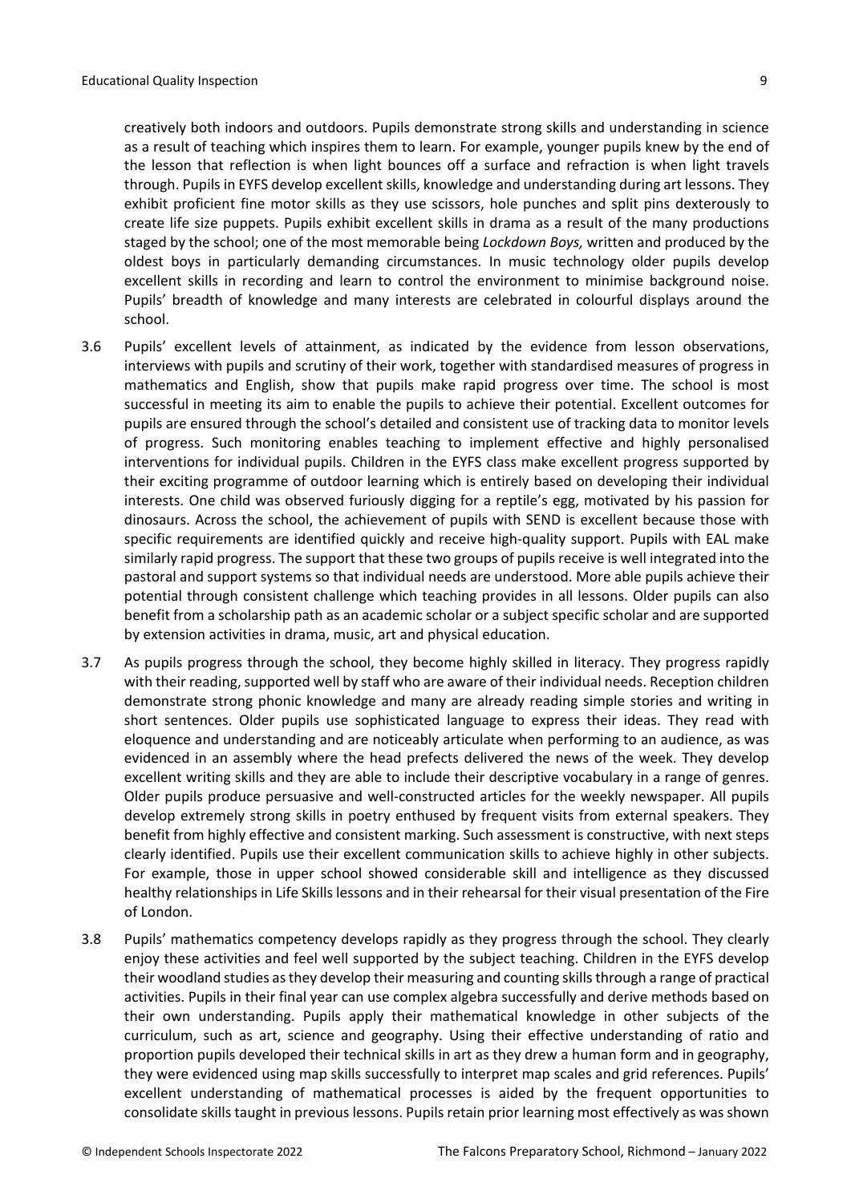creatively both indoors and outdoors. Pupils demonstrate strong skills and understanding in science as a result of teaching which inspires them to learn. For example, younger pupils knew by the end of the lesson that reflection is when light bounces off a surface and refraction is when light travels through. Pupils in EYFS develop excellent skills, knowledge and understanding during art lessons. They exhibit proficient fine motor skills as they use scissors, hole punches and split pins dexterously to create life size puppets. Pupils exhibit excellent skills in drama as a result of the many productions staged by the school; one of the most memorable being *Lockdown Boys,* written and produced by the oldest boys in particularly demanding circumstances. In music technology older pupils develop excellent skills in recording and learn to control the environment to minimise background noise. Pupils' breadth of knowledge and many interests are celebrated in colourful displays around the school.

3.6 Pupils' excellent levels of attainment, as indicated by the evidence from lesson observations, interviews with pupils and scrutiny of their work, together with standardised measures of progress in mathematics and English, show that pupils make rapid progress over time. The school is most successful in meeting its aim to enable the pupils to achieve their potential. Excellent outcomes for pupils are ensured through the school's detailed and consistent use of tracking data to monitor levels of progress. Such monitoring enables teaching to implement effective and highly personalised interventions for individual pupils. Children in the EYFS class make excellent progress supported by their exciting programme of outdoor learning which is entirely based on developing their individual interests. One child was observed furiously digging for a reptile's egg, motivated by his passion for dinosaurs. Across the school, the achievement of pupils with SEND is excellent because those with specific requirements are identified quickly and receive high-quality support. Pupils with EAL make similarly rapid progress. The support that these two groups of pupils receive is well integrated into the pastoral and support systems so that individual needs are understood. More able pupils achieve their potential through consistent challenge which teaching provides in all lessons. Older pupils can also benefit from a scholarship path as an academic scholar or a subject specific scholar and are supported by extension activities in drama, music, art and physical education.

3.7 As pupils progress through the school, they become highly skilled in literacy. They progress rapidly with their reading, supported well by staff who are aware of their individual needs. Reception children demonstrate strong phonic knowledge and many are already reading simple stories and writing in short sentences. Older pupils use sophisticated language to express their ideas. They read with eloquence and understanding and are noticeably articulate when performing to an audience, as was evidenced in an assembly where the head prefects delivered the news of the week. They develop excellent writing skills and they are able to include their descriptive vocabulary in a range of genres. Older pupils produce persuasive and well-constructed articles for the weekly newspaper. All pupils develop extremely strong skills in poetry enthused by frequent visits from external speakers. They benefit from highly effective and consistent marking. Such assessment is constructive, with next steps clearly identified. Pupils use their excellent communication skills to achieve highly in other subjects. For example, those in upper school showed considerable skill and intelligence as they discussed healthy relationships in Life Skills lessons and in their rehearsal for their visual presentation of the Fire of London.

3.8 Pupils' mathematics competency develops rapidly as they progress through the school. They clearly enjoy these activities and feel well supported by the subject teaching. Children in the EYFS develop their woodland studies as they develop their measuring and counting skills through a range of practical activities. Pupils in their final year can use complex algebra successfully and derive methods based on their own understanding. Pupils apply their mathematical knowledge in other subjects of the curriculum, such as art, science and geography. Using their effective understanding of ratio and proportion pupils developed their technical skills in art as they drew a human form and in geography, they were evidenced using map skills successfully to interpret map scales and grid references. Pupils' excellent understanding of mathematical processes is aided by the frequent opportunities to consolidate skills taught in previous lessons. Pupils retain prior learning most effectively as was shown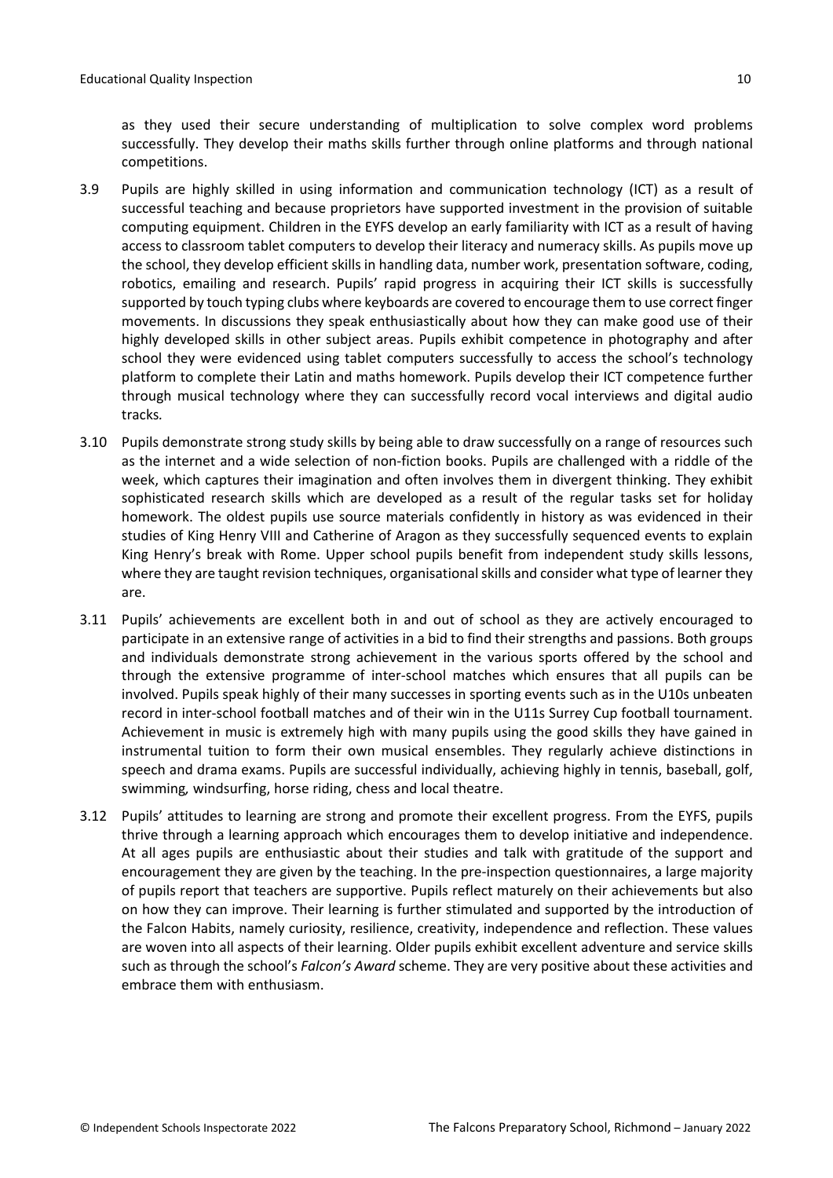as they used their secure understanding of multiplication to solve complex word problems successfully. They develop their maths skills further through online platforms and through national competitions.

3.9 Pupils are highly skilled in using information and communication technology (ICT) as a result of successful teaching and because proprietors have supported investment in the provision of suitable computing equipment. Children in the EYFS develop an early familiarity with ICT as a result of having access to classroom tablet computers to develop their literacy and numeracy skills. As pupils move up the school, they develop efficient skills in handling data, number work, presentation software, coding, robotics, emailing and research. Pupils' rapid progress in acquiring their ICT skills is successfully supported by touch typing clubs where keyboards are covered to encourage them to use correct finger movements. In discussions they speak enthusiastically about how they can make good use of their highly developed skills in other subject areas. Pupils exhibit competence in photography and after school they were evidenced using tablet computers successfully to access the school's technology platform to complete their Latin and maths homework. Pupils develop their ICT competence further through musical technology where they can successfully record vocal interviews and digital audio tracks.

3.10 Pupils demonstrate strong study skills by being able to draw successfully on a range of resources such as the internet and a wide selection of non-fiction books. Pupils are challenged with a riddle of the week, which captures their imagination and often involves them in divergent thinking. They exhibit sophisticated research skills which are developed as a result of the regular tasks set for holiday homework. The oldest pupils use source materials confidently in history as was evidenced in their studies of King Henry VIII and Catherine of Aragon as they successfully sequenced events to explain King Henry's break with Rome. Upper school pupils benefit from independent study skills lessons, where they are taught revision techniques, organisational skills and consider what type of learner they are.

3.11 Pupils' achievements are excellent both in and out of school as they are actively encouraged to participate in an extensive range of activities in a bid to find their strengths and passions. Both groups and individuals demonstrate strong achievement in the various sports offered by the school and through the extensive programme of inter-school matches which ensures that all pupils can be involved. Pupils speak highly of their many successes in sporting events such as in the U10s unbeaten record in inter-school football matches and of their win in the U11s Surrey Cup football tournament. Achievement in music is extremely high with many pupils using the good skills they have gained in instrumental tuition to form their own musical ensembles. They regularly achieve distinctions in speech and drama exams. Pupils are successful individually, achieving highly in tennis, baseball, golf, swimming, windsurfing, horse riding, chess and local theatre.

3.12 Pupils' attitudes to learning are strong and promote their excellent progress. From the EYFS, pupils thrive through a learning approach which encourages them to develop initiative and independence. At all ages pupils are enthusiastic about their studies and talk with gratitude of the support and encouragement they are given by the teaching. In the pre-inspection questionnaires, a large majority of pupils report that teachers are supportive. Pupils reflect maturely on their achievements but also on how they can improve. Their learning is further stimulated and supported by the introduction of the Falcon Habits, namely curiosity, resilience, creativity, independence and reflection. These values are woven into all aspects of their learning. Older pupils exhibit excellent adventure and service skills such as through the school's *Falcon's Award* scheme. They are very positive about these activities and embrace them with enthusiasm.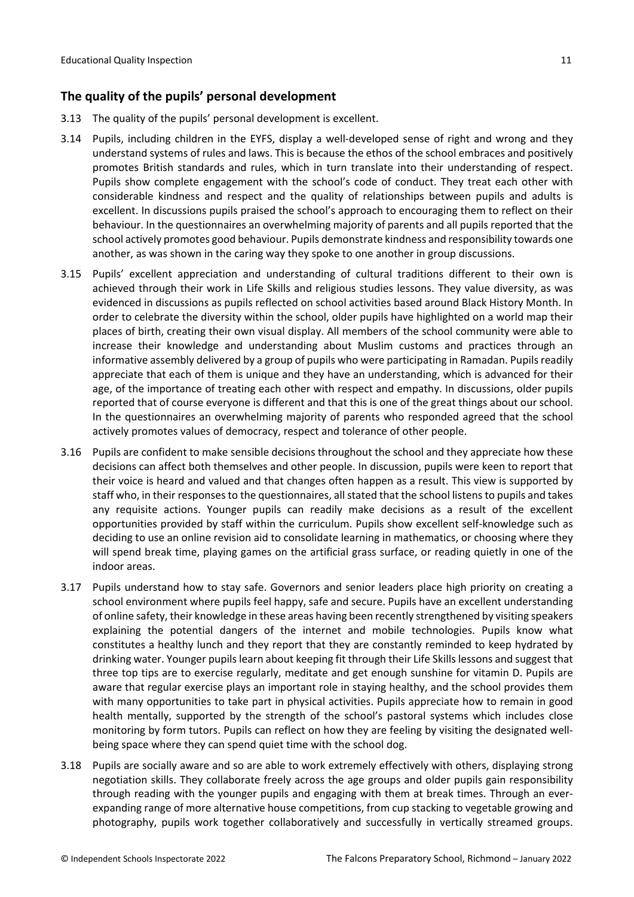## The quality of the pupils' personal development

3.13 The quality of the pupils' personal development is excellent.

3.14 Pupils, including children in the EYFS, display a well-developed sense of right and wrong and they understand systems of rules and laws. This is because the ethos of the school embraces and positively promotes British standards and rules, which in turn translate into their understanding of respect. Pupils show complete engagement with the school's code of conduct. They treat each other with considerable kindness and respect and the quality of relationships between pupils and adults is excellent. In discussions pupils praised the school's approach to encouraging them to reflect on their behaviour. In the questionnaires an overwhelming majority of parents and all pupils reported that the school actively promotes good behaviour. Pupils demonstrate kindness and responsibility towards one another, as was shown in the caring way they spoke to one another in group discussions.

3.15 Pupils' excellent appreciation and understanding of cultural traditions different to their own is achieved through their work in Life Skills and religious studies lessons. They value diversity, as was evidenced in discussions as pupils reflected on school activities based around Black History Month. In order to celebrate the diversity within the school, older pupils have highlighted on a world map their places of birth, creating their own visual display. All members of the school community were able to increase their knowledge and understanding about Muslim customs and practices through an informative assembly delivered by a group of pupils who were participating in Ramadan. Pupils readily appreciate that each of them is unique and they have an understanding, which is advanced for their age, of the importance of treating each other with respect and empathy. In discussions, older pupils reported that of course everyone is different and that this is one of the great things about our school. In the questionnaires an overwhelming majority of parents who responded agreed that the school actively promotes values of democracy, respect and tolerance of other people.

3.16 Pupils are confident to make sensible decisions throughout the school and they appreciate how these decisions can affect both themselves and other people. In discussion, pupils were keen to report that their voice is heard and valued and that changes often happen as a result. This view is supported by staff who, in their responses to the questionnaires, all stated that the school listens to pupils and takes any requisite actions. Younger pupils can readily make decisions as a result of the excellent opportunities provided by staff within the curriculum. Pupils show excellent self-knowledge such as deciding to use an online revision aid to consolidate learning in mathematics, or choosing where they will spend break time, playing games on the artificial grass surface, or reading quietly in one of the indoor areas.

3.17 Pupils understand how to stay safe. Governors and senior leaders place high priority on creating a school environment where pupils feel happy, safe and secure. Pupils have an excellent understanding of online safety, their knowledge in these areas having been recently strengthened by visiting speakers explaining the potential dangers of the internet and mobile technologies. Pupils know what constitutes a healthy lunch and they report that they are constantly reminded to keep hydrated by drinking water. Younger pupils learn about keeping fit through their Life Skills lessons and suggest that three top tips are to exercise regularly, meditate and get enough sunshine for vitamin D. Pupils are aware that regular exercise plays an important role in staying healthy, and the school provides them with many opportunities to take part in physical activities. Pupils appreciate how to remain in good health mentally, supported by the strength of the school's pastoral systems which includes close monitoring by form tutors. Pupils can reflect on how they are feeling by visiting the designated well-being space where they can spend quiet time with the school dog.

3.18 Pupils are socially aware and so are able to work extremely effectively with others, displaying strong negotiation skills. They collaborate freely across the age groups and older pupils gain responsibility through reading with the younger pupils and engaging with them at break times. Through an ever-expanding range of more alternative house competitions, from cup stacking to vegetable growing and photography, pupils work together collaboratively and successfully in vertically streamed groups.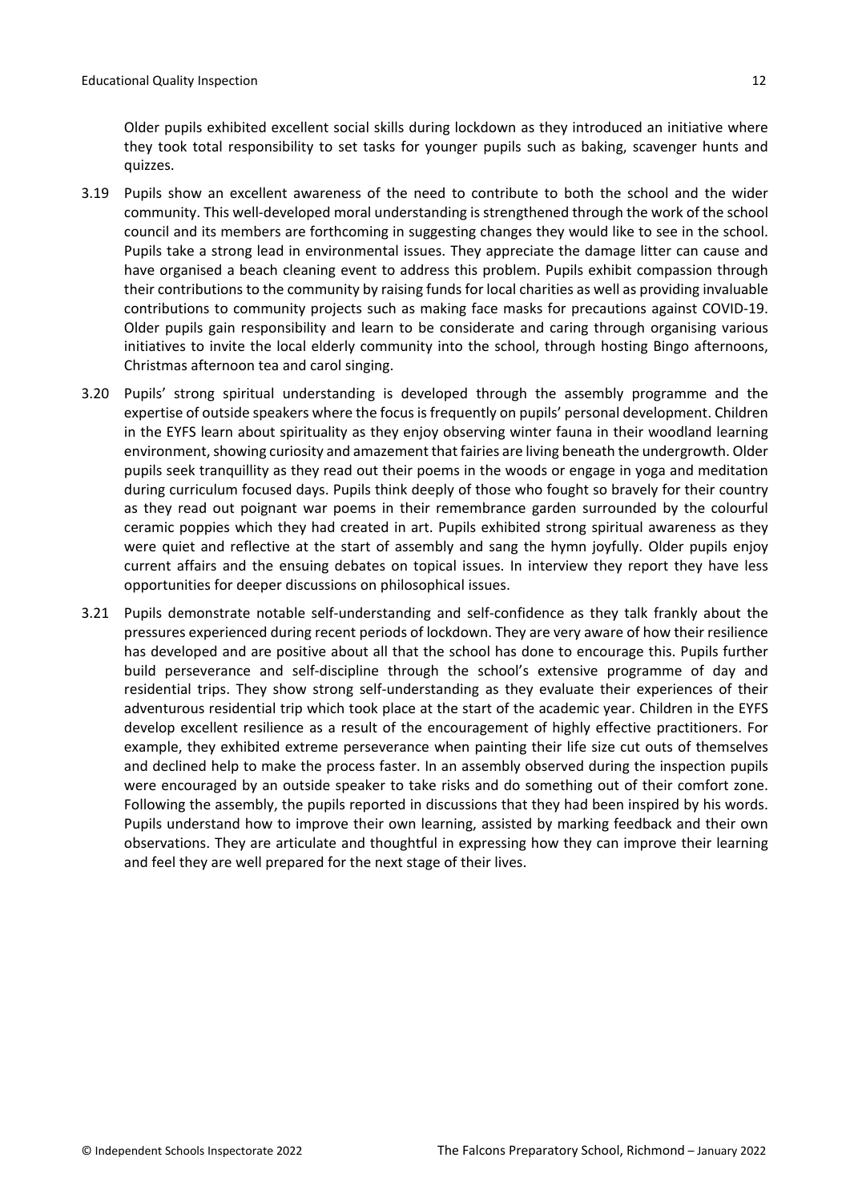Older pupils exhibited excellent social skills during lockdown as they introduced an initiative where they took total responsibility to set tasks for younger pupils such as baking, scavenger hunts and quizzes.

3.19 Pupils show an excellent awareness of the need to contribute to both the school and the wider community. This well-developed moral understanding is strengthened through the work of the school council and its members are forthcoming in suggesting changes they would like to see in the school. Pupils take a strong lead in environmental issues. They appreciate the damage litter can cause and have organised a beach cleaning event to address this problem. Pupils exhibit compassion through their contributions to the community by raising funds for local charities as well as providing invaluable contributions to community projects such as making face masks for precautions against COVID-19. Older pupils gain responsibility and learn to be considerate and caring through organising various initiatives to invite the local elderly community into the school, through hosting Bingo afternoons, Christmas afternoon tea and carol singing.

3.20 Pupils' strong spiritual understanding is developed through the assembly programme and the expertise of outside speakers where the focus is frequently on pupils' personal development. Children in the EYFS learn about spirituality as they enjoy observing winter fauna in their woodland learning environment, showing curiosity and amazement that fairies are living beneath the undergrowth. Older pupils seek tranquillity as they read out their poems in the woods or engage in yoga and meditation during curriculum focused days. Pupils think deeply of those who fought so bravely for their country as they read out poignant war poems in their remembrance garden surrounded by the colourful ceramic poppies which they had created in art. Pupils exhibited strong spiritual awareness as they were quiet and reflective at the start of assembly and sang the hymn joyfully. Older pupils enjoy current affairs and the ensuing debates on topical issues. In interview they report they have less opportunities for deeper discussions on philosophical issues.

3.21 Pupils demonstrate notable self-understanding and self-confidence as they talk frankly about the pressures experienced during recent periods of lockdown. They are very aware of how their resilience has developed and are positive about all that the school has done to encourage this. Pupils further build perseverance and self-discipline through the school's extensive programme of day and residential trips. They show strong self-understanding as they evaluate their experiences of their adventurous residential trip which took place at the start of the academic year. Children in the EYFS develop excellent resilience as a result of the encouragement of highly effective practitioners. For example, they exhibited extreme perseverance when painting their life size cut outs of themselves and declined help to make the process faster. In an assembly observed during the inspection pupils were encouraged by an outside speaker to take risks and do something out of their comfort zone. Following the assembly, the pupils reported in discussions that they had been inspired by his words. Pupils understand how to improve their own learning, assisted by marking feedback and their own observations. They are articulate and thoughtful in expressing how they can improve their learning and feel they are well prepared for the next stage of their lives.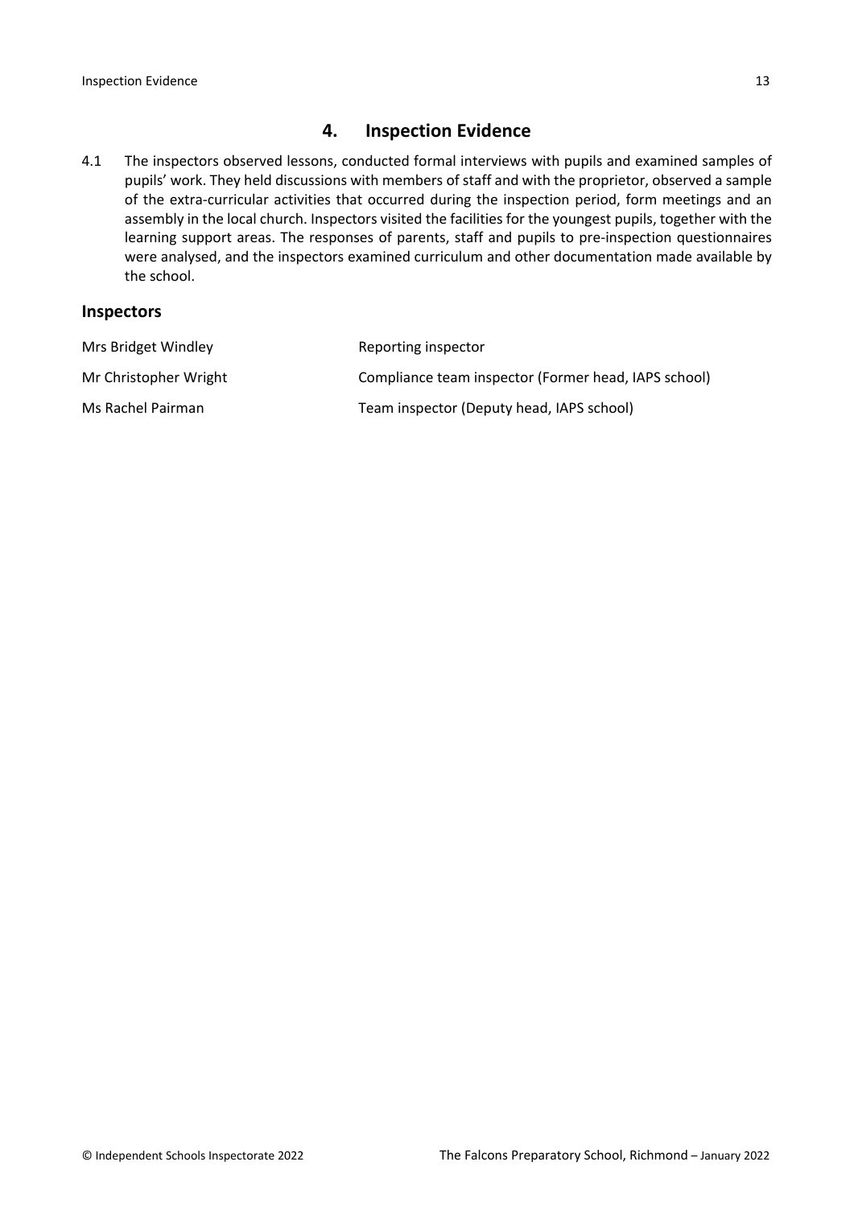## 4. Inspection Evidence

4.1 The inspectors observed lessons, conducted formal interviews with pupils and examined samples of pupils' work. They held discussions with members of staff and with the proprietor, observed a sample of the extra-curricular activities that occurred during the inspection period, form meetings and an assembly in the local church. Inspectors visited the facilities for the youngest pupils, together with the learning support areas. The responses of parents, staff and pupils to pre-inspection questionnaires were analysed, and the inspectors examined curriculum and other documentation made available by the school.

### Inspectors

| | |
|---|---|
| Mrs Bridget Windley | Reporting inspector |
| Mr Christopher Wright | Compliance team inspector (Former head, IAPS school) |
| Ms Rachel Pairman | Team inspector (Deputy head, IAPS school) |